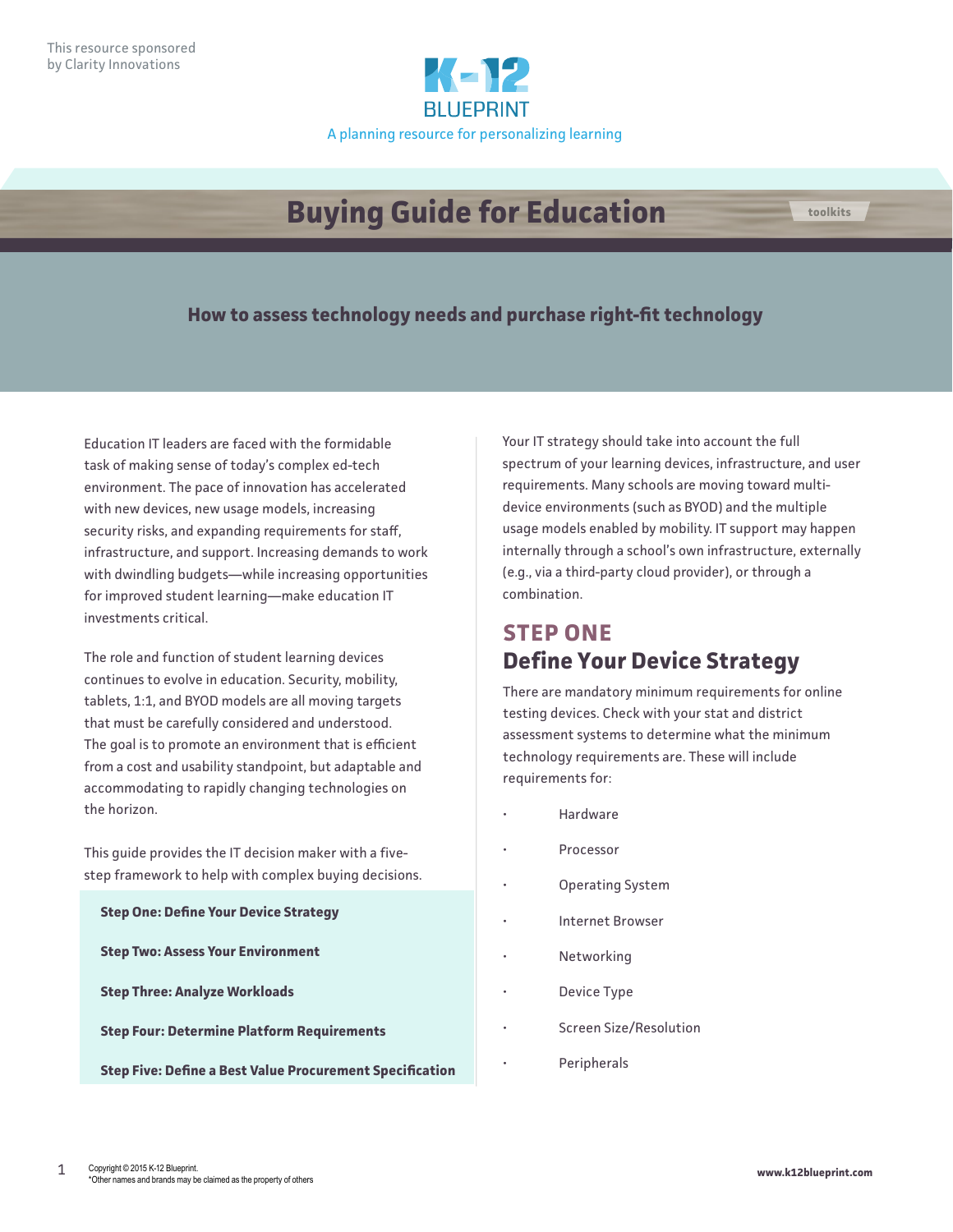This resource sponsored by Clarity Innovations

K-12 BLUEPRINT

A planning resource for personalizing learning

# Buying Guide for Education

toolkits

## How to assess technology needs and purchase right-fit technology

Education IT leaders are faced with the formidable task of making sense of today's complex ed-tech environment. The pace of innovation has accelerated with new devices, new usage models, increasing security risks, and expanding requirements for staff, infrastructure, and support. Increasing demands to work with dwindling budgets—while increasing opportunities for improved student learning—make education IT investments critical.

The role and function of student learning devices continues to evolve in education. Security, mobility, tablets, 1:1, and BYOD models are all moving targets that must be carefully considered and understood. The goal is to promote an environment that is efficient from a cost and usability standpoint, but adaptable and accommodating to rapidly changing technologies on the horizon.

This guide provides the IT decision maker with a five-step framework to help with complex buying decisions.

**Step One: Define Your Device Strategy**

**Step Two: Assess Your Environment**

**Step Three: Analyze Workloads**

**Step Four: Determine Platform Requirements**

**Step Five: Define a Best Value Procurement Specification**

Your IT strategy should take into account the full spectrum of your learning devices, infrastructure, and user requirements. Many schools are moving toward multi-device environments (such as BYOD) and the multiple usage models enabled by mobility. IT support may happen internally through a school's own infrastructure, externally (e.g., via a third-party cloud provider), or through a combination.

## STEP ONE
## Define Your Device Strategy

There are mandatory minimum requirements for online testing devices. Check with your stat and district assessment systems to determine what the minimum technology requirements are. These will include requirements for:

- Hardware
- Processor
- Operating System
- Internet Browser
- Networking
- Device Type
- Screen Size/Resolution
- Peripherals

Copyright © 2015 K-12 Blueprint.
*Other names and brands may be claimed as the property of others

www.k12blueprint.com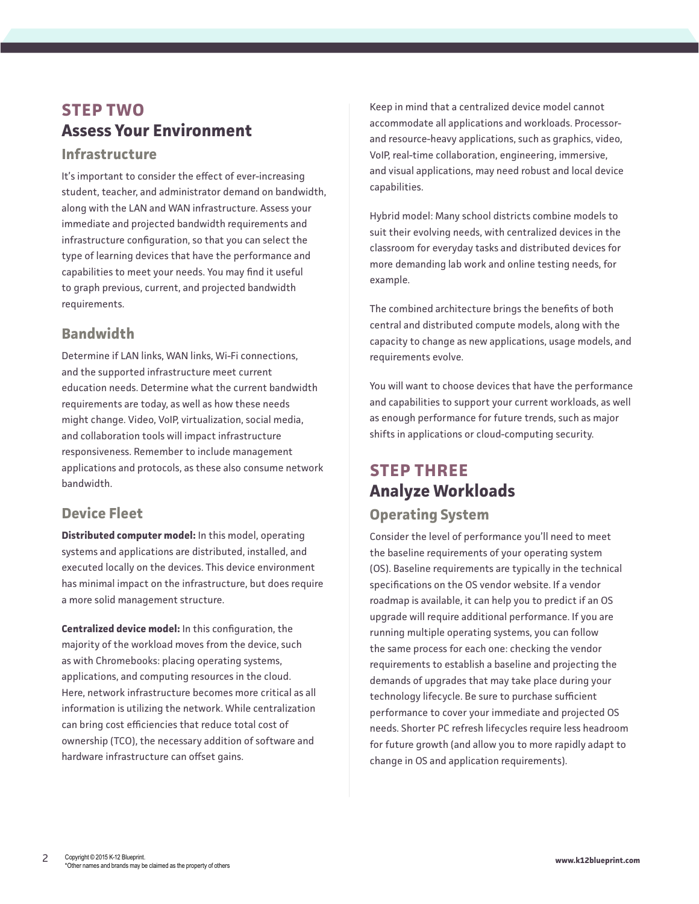## STEP TWO
## Assess Your Environment

### Infrastructure

It's important to consider the effect of ever-increasing student, teacher, and administrator demand on bandwidth, along with the LAN and WAN infrastructure. Assess your immediate and projected bandwidth requirements and infrastructure configuration, so that you can select the type of learning devices that have the performance and capabilities to meet your needs. You may find it useful to graph previous, current, and projected bandwidth requirements.

### Bandwidth

Determine if LAN links, WAN links, Wi-Fi connections, and the supported infrastructure meet current education needs. Determine what the current bandwidth requirements are today, as well as how these needs might change. Video, VoIP, virtualization, social media, and collaboration tools will impact infrastructure responsiveness. Remember to include management applications and protocols, as these also consume network bandwidth.

### Device Fleet

**Distributed computer model:** In this model, operating systems and applications are distributed, installed, and executed locally on the devices. This device environment has minimal impact on the infrastructure, but does require a more solid management structure.

**Centralized device model:** In this configuration, the majority of the workload moves from the device, such as with Chromebooks: placing operating systems, applications, and computing resources in the cloud. Here, network infrastructure becomes more critical as all information is utilizing the network. While centralization can bring cost efficiencies that reduce total cost of ownership (TCO), the necessary addition of software and hardware infrastructure can offset gains.

Keep in mind that a centralized device model cannot accommodate all applications and workloads. Processor- and resource-heavy applications, such as graphics, video, VoIP, real-time collaboration, engineering, immersive, and visual applications, may need robust and local device capabilities.

Hybrid model: Many school districts combine models to suit their evolving needs, with centralized devices in the classroom for everyday tasks and distributed devices for more demanding lab work and online testing needs, for example.

The combined architecture brings the benefits of both central and distributed compute models, along with the capacity to change as new applications, usage models, and requirements evolve.

You will want to choose devices that have the performance and capabilities to support your current workloads, as well as enough performance for future trends, such as major shifts in applications or cloud-computing security.

## STEP THREE
## Analyze Workloads

### Operating System

Consider the level of performance you'll need to meet the baseline requirements of your operating system (OS). Baseline requirements are typically in the technical specifications on the OS vendor website. If a vendor roadmap is available, it can help you to predict if an OS upgrade will require additional performance. If you are running multiple operating systems, you can follow the same process for each one: checking the vendor requirements to establish a baseline and projecting the demands of upgrades that may take place during your technology lifecycle. Be sure to purchase sufficient performance to cover your immediate and projected OS needs. Shorter PC refresh lifecycles require less headroom for future growth (and allow you to more rapidly adapt to change in OS and application requirements).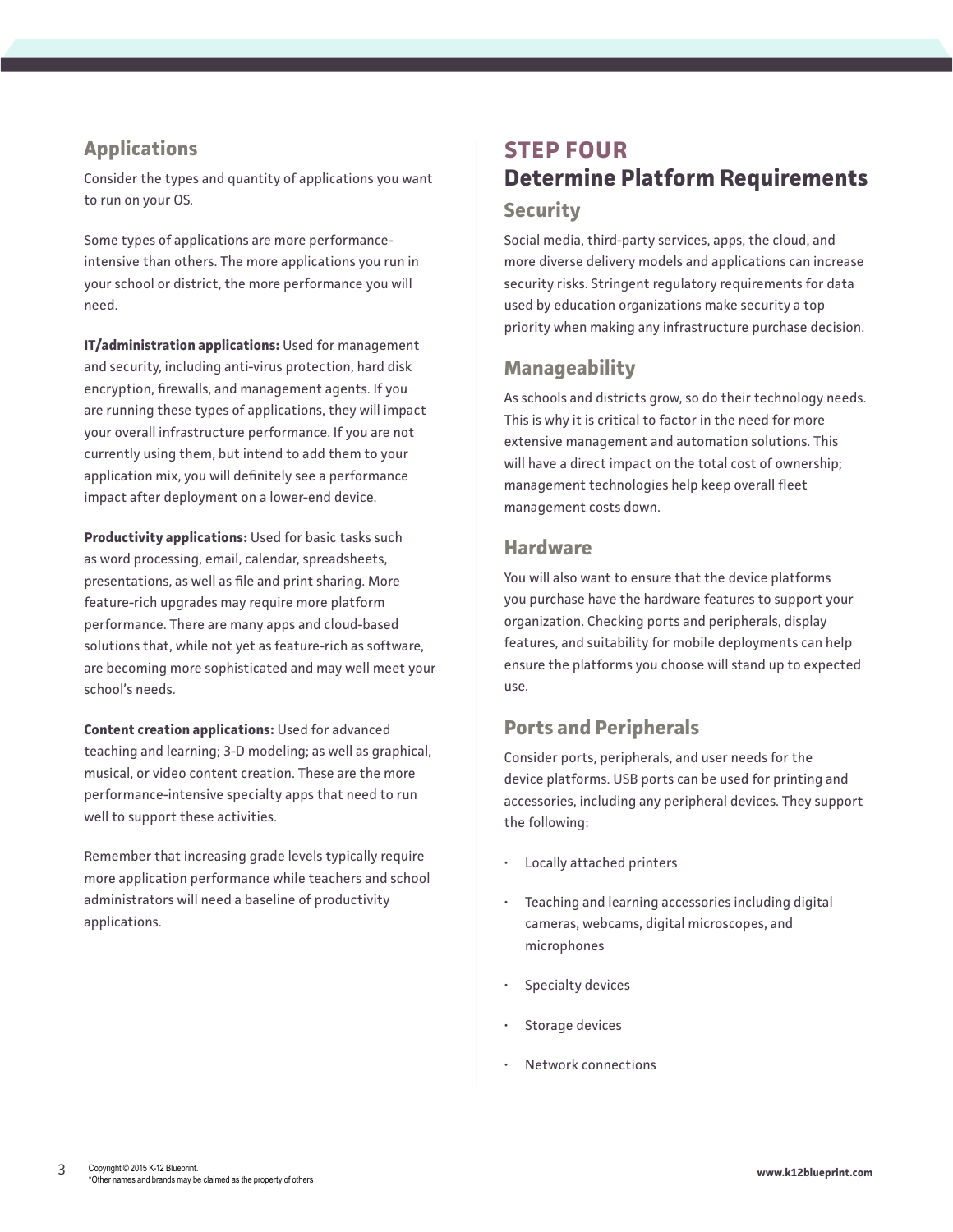## Applications

Consider the types and quantity of applications you want to run on your OS.

Some types of applications are more performance-intensive than others. The more applications you run in your school or district, the more performance you will need.

**IT/administration applications:** Used for management and security, including anti-virus protection, hard disk encryption, firewalls, and management agents. If you are running these types of applications, they will impact your overall infrastructure performance. If you are not currently using them, but intend to add them to your application mix, you will definitely see a performance impact after deployment on a lower-end device.

**Productivity applications:** Used for basic tasks such as word processing, email, calendar, spreadsheets, presentations, as well as file and print sharing. More feature-rich upgrades may require more platform performance. There are many apps and cloud-based solutions that, while not yet as feature-rich as software, are becoming more sophisticated and may well meet your school's needs.

**Content creation applications:** Used for advanced teaching and learning; 3-D modeling; as well as graphical, musical, or video content creation. These are the more performance-intensive specialty apps that need to run well to support these activities.

Remember that increasing grade levels typically require more application performance while teachers and school administrators will need a baseline of productivity applications.

# STEP FOUR

## Determine Platform Requirements

### Security

Social media, third-party services, apps, the cloud, and more diverse delivery models and applications can increase security risks. Stringent regulatory requirements for data used by education organizations make security a top priority when making any infrastructure purchase decision.

### Manageability

As schools and districts grow, so do their technology needs. This is why it is critical to factor in the need for more extensive management and automation solutions. This will have a direct impact on the total cost of ownership; management technologies help keep overall fleet management costs down.

### Hardware

You will also want to ensure that the device platforms you purchase have the hardware features to support your organization. Checking ports and peripherals, display features, and suitability for mobile deployments can help ensure the platforms you choose will stand up to expected use.

### Ports and Peripherals

Consider ports, peripherals, and user needs for the device platforms. USB ports can be used for printing and accessories, including any peripheral devices. They support the following:

- Locally attached printers
- Teaching and learning accessories including digital cameras, webcams, digital microscopes, and microphones
- Specialty devices
- Storage devices
- Network connections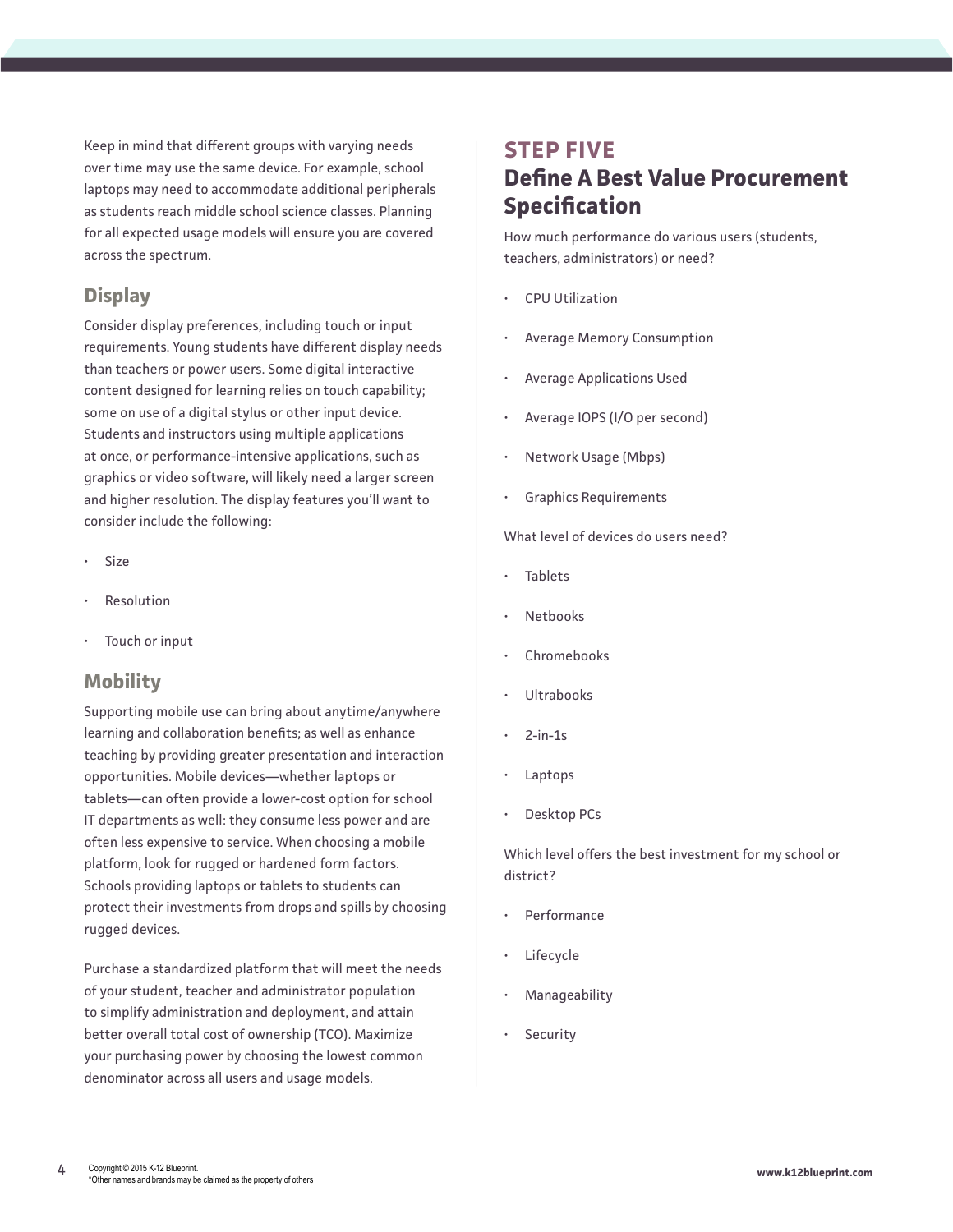Keep in mind that different groups with varying needs over time may use the same device. For example, school laptops may need to accommodate additional peripherals as students reach middle school science classes. Planning for all expected usage models will ensure you are covered across the spectrum.

### Display

Consider display preferences, including touch or input requirements. Young students have different display needs than teachers or power users. Some digital interactive content designed for learning relies on touch capability; some on use of a digital stylus or other input device. Students and instructors using multiple applications at once, or performance-intensive applications, such as graphics or video software, will likely need a larger screen and higher resolution. The display features you'll want to consider include the following:

- Size
- Resolution
- Touch or input

### Mobility

Supporting mobile use can bring about anytime/anywhere learning and collaboration benefits; as well as enhance teaching by providing greater presentation and interaction opportunities. Mobile devices—whether laptops or tablets—can often provide a lower-cost option for school IT departments as well: they consume less power and are often less expensive to service. When choosing a mobile platform, look for rugged or hardened form factors. Schools providing laptops or tablets to students can protect their investments from drops and spills by choosing rugged devices.

Purchase a standardized platform that will meet the needs of your student, teacher and administrator population to simplify administration and deployment, and attain better overall total cost of ownership (TCO). Maximize your purchasing power by choosing the lowest common denominator across all users and usage models.

## STEP FIVE
## Define A Best Value Procurement Specification

How much performance do various users (students, teachers, administrators) or need?

- CPU Utilization
- Average Memory Consumption
- Average Applications Used
- Average IOPS (I/O per second)
- Network Usage (Mbps)
- Graphics Requirements

What level of devices do users need?

- Tablets
- Netbooks
- Chromebooks
- Ultrabooks
- 2-in-1s
- Laptops
- Desktop PCs

Which level offers the best investment for my school or district?

- Performance
- Lifecycle
- Manageability
- Security

Copyright © 2015 K-12 Blueprint.
*Other names and brands may be claimed as the property of others

www.k12blueprint.com